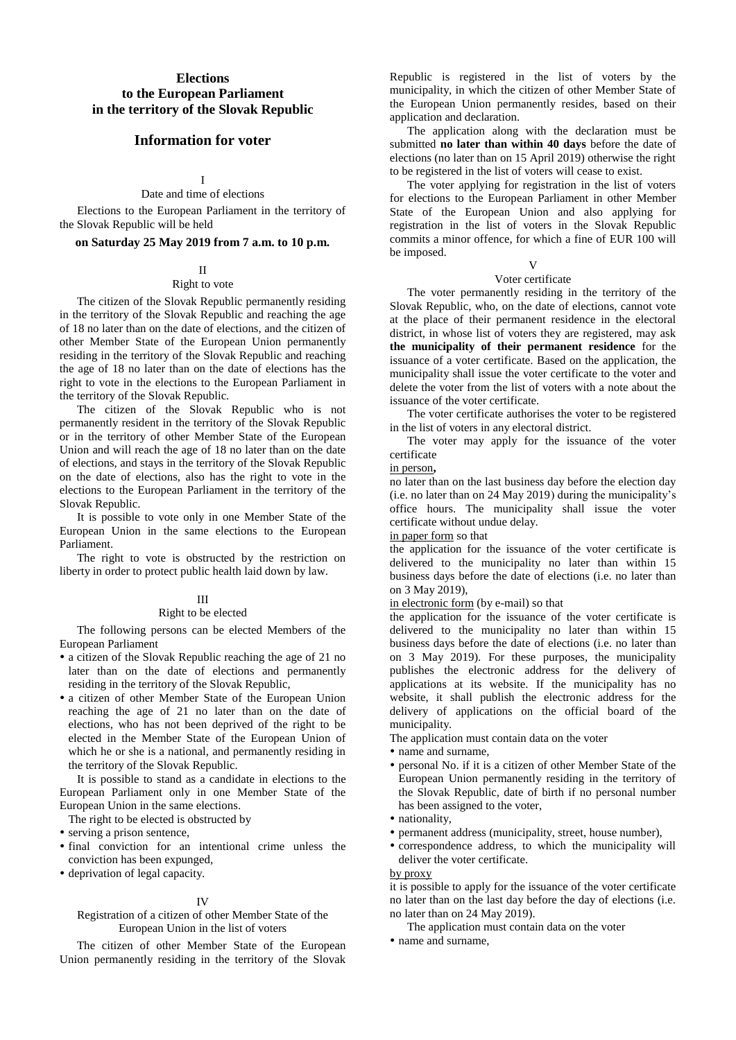# Elections
# to the European Parliament
# in the territory of the Slovak Republic

## Information for voter

### I
### Date and time of elections

Elections to the European Parliament in the territory of the Slovak Republic will be held

**on Saturday 25 May 2019 from 7 a.m. to 10 p.m.**

### II
### Right to vote

The citizen of the Slovak Republic permanently residing in the territory of the Slovak Republic and reaching the age of 18 no later than on the date of elections, and the citizen of other Member State of the European Union permanently residing in the territory of the Slovak Republic and reaching the age of 18 no later than on the date of elections has the right to vote in the elections to the European Parliament in the territory of the Slovak Republic.

The citizen of the Slovak Republic who is not permanently resident in the territory of the Slovak Republic or in the territory of other Member State of the European Union and will reach the age of 18 no later than on the date of elections, and stays in the territory of the Slovak Republic on the date of elections, also has the right to vote in the elections to the European Parliament in the territory of the Slovak Republic.

It is possible to vote only in one Member State of the European Union in the same elections to the European Parliament.

The right to vote is obstructed by the restriction on liberty in order to protect public health laid down by law.

### III
### Right to be elected

The following persons can be elected Members of the European Parliament

- a citizen of the Slovak Republic reaching the age of 21 no later than on the date of elections and permanently residing in the territory of the Slovak Republic,
- a citizen of other Member State of the European Union reaching the age of 21 no later than on the date of elections, who has not been deprived of the right to be elected in the Member State of the European Union of which he or she is a national, and permanently residing in the territory of the Slovak Republic.

It is possible to stand as a candidate in elections to the European Parliament only in one Member State of the European Union in the same elections.

The right to be elected is obstructed by

- serving a prison sentence,
- final conviction for an intentional crime unless the conviction has been expunged,
- deprivation of legal capacity.

### IV
### Registration of a citizen of other Member State of the European Union in the list of voters

The citizen of other Member State of the European Union permanently residing in the territory of the Slovak Republic is registered in the list of voters by the municipality, in which the citizen of other Member State of the European Union permanently resides, based on their application and declaration.

The application along with the declaration must be submitted **no later than within 40 days** before the date of elections (no later than on 15 April 2019) otherwise the right to be registered in the list of voters will cease to exist.

The voter applying for registration in the list of voters for elections to the European Parliament in other Member State of the European Union and also applying for registration in the list of voters in the Slovak Republic commits a minor offence, for which a fine of EUR 100 will be imposed.

### V
### Voter certificate

The voter permanently residing in the territory of the Slovak Republic, who, on the date of elections, cannot vote at the place of their permanent residence in the electoral district, in whose list of voters they are registered, may ask **the municipality of their permanent residence** for the issuance of a voter certificate. Based on the application, the municipality shall issue the voter certificate to the voter and delete the voter from the list of voters with a note about the issuance of the voter certificate.

The voter certificate authorises the voter to be registered in the list of voters in any electoral district.

The voter may apply for the issuance of the voter certificate

<u>in person</u>**,**

no later than on the last business day before the election day (i.e. no later than on 24 May 2019) during the municipality's office hours. The municipality shall issue the voter certificate without undue delay.

<u>in paper form</u> so that

the application for the issuance of the voter certificate is delivered to the municipality no later than within 15 business days before the date of elections (i.e. no later than on 3 May 2019),

<u>in electronic form</u> (by e-mail) so that

the application for the issuance of the voter certificate is delivered to the municipality no later than within 15 business days before the date of elections (i.e. no later than on 3 May 2019). For these purposes, the municipality publishes the electronic address for the delivery of applications at its website. If the municipality has no website, it shall publish the electronic address for the delivery of applications on the official board of the municipality.

The application must contain data on the voter

- name and surname,
- personal No. if it is a citizen of other Member State of the European Union permanently residing in the territory of the Slovak Republic, date of birth if no personal number has been assigned to the voter,
- nationality,
- permanent address (municipality, street, house number),
- correspondence address, to which the municipality will deliver the voter certificate.

<u>by proxy</u>

it is possible to apply for the issuance of the voter certificate no later than on the last day before the day of elections (i.e. no later than on 24 May 2019).

The application must contain data on the voter

- name and surname,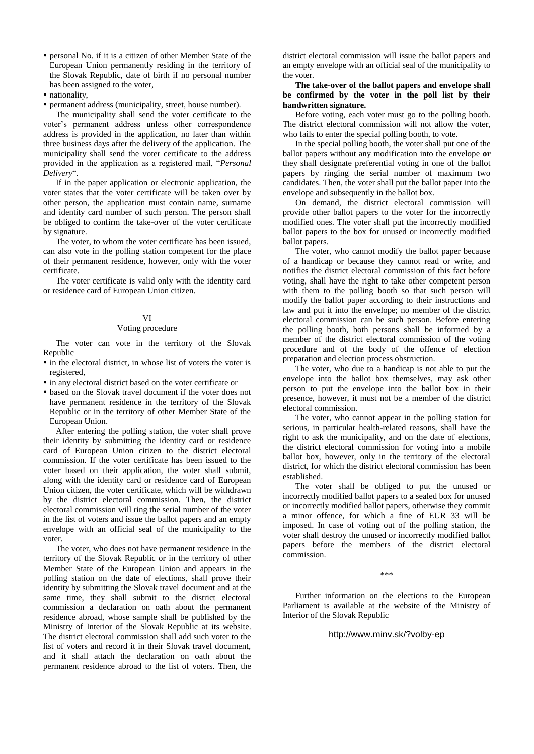- personal No. if it is a citizen of other Member State of the European Union permanently residing in the territory of the Slovak Republic, date of birth if no personal number has been assigned to the voter,
- nationality,
- permanent address (municipality, street, house number).

The municipality shall send the voter certificate to the voter's permanent address unless other correspondence address is provided in the application, no later than within three business days after the delivery of the application. The municipality shall send the voter certificate to the address provided in the application as a registered mail, "*Personal Delivery*".

If in the paper application or electronic application, the voter states that the voter certificate will be taken over by other person, the application must contain name, surname and identity card number of such person. The person shall be obliged to confirm the take-over of the voter certificate by signature.

The voter, to whom the voter certificate has been issued, can also vote in the polling station competent for the place of their permanent residence, however, only with the voter certificate.

The voter certificate is valid only with the identity card or residence card of European Union citizen.

## VI
### Voting procedure

The voter can vote in the territory of the Slovak Republic

- in the electoral district, in whose list of voters the voter is registered,
- in any electoral district based on the voter certificate or
- based on the Slovak travel document if the voter does not have permanent residence in the territory of the Slovak Republic or in the territory of other Member State of the European Union.

After entering the polling station, the voter shall prove their identity by submitting the identity card or residence card of European Union citizen to the district electoral commission. If the voter certificate has been issued to the voter based on their application, the voter shall submit, along with the identity card or residence card of European Union citizen, the voter certificate, which will be withdrawn by the district electoral commission. Then, the district electoral commission will ring the serial number of the voter in the list of voters and issue the ballot papers and an empty envelope with an official seal of the municipality to the voter.

The voter, who does not have permanent residence in the territory of the Slovak Republic or in the territory of other Member State of the European Union and appears in the polling station on the date of elections, shall prove their identity by submitting the Slovak travel document and at the same time, they shall submit to the district electoral commission a declaration on oath about the permanent residence abroad, whose sample shall be published by the Ministry of Interior of the Slovak Republic at its website. The district electoral commission shall add such voter to the list of voters and record it in their Slovak travel document, and it shall attach the declaration on oath about the permanent residence abroad to the list of voters. Then, the district electoral commission will issue the ballot papers and an empty envelope with an official seal of the municipality to the voter.

**The take-over of the ballot papers and envelope shall be confirmed by the voter in the poll list by their handwritten signature.**

Before voting, each voter must go to the polling booth. The district electoral commission will not allow the voter, who fails to enter the special polling booth, to vote.

In the special polling booth, the voter shall put one of the ballot papers without any modification into the envelope **or** they shall designate preferential voting in one of the ballot papers by ringing the serial number of maximum two candidates. Then, the voter shall put the ballot paper into the envelope and subsequently in the ballot box.

On demand, the district electoral commission will provide other ballot papers to the voter for the incorrectly modified ones. The voter shall put the incorrectly modified ballot papers to the box for unused or incorrectly modified ballot papers.

The voter, who cannot modify the ballot paper because of a handicap or because they cannot read or write, and notifies the district electoral commission of this fact before voting, shall have the right to take other competent person with them to the polling booth so that such person will modify the ballot paper according to their instructions and law and put it into the envelope; no member of the district electoral commission can be such person. Before entering the polling booth, both persons shall be informed by a member of the district electoral commission of the voting procedure and of the body of the offence of election preparation and election process obstruction.

The voter, who due to a handicap is not able to put the envelope into the ballot box themselves, may ask other person to put the envelope into the ballot box in their presence, however, it must not be a member of the district electoral commission.

The voter, who cannot appear in the polling station for serious, in particular health-related reasons, shall have the right to ask the municipality, and on the date of elections, the district electoral commission for voting into a mobile ballot box, however, only in the territory of the electoral district, for which the district electoral commission has been established.

The voter shall be obliged to put the unused or incorrectly modified ballot papers to a sealed box for unused or incorrectly modified ballot papers, otherwise they commit a minor offence, for which a fine of EUR 33 will be imposed. In case of voting out of the polling station, the voter shall destroy the unused or incorrectly modified ballot papers before the members of the district electoral commission.

\*\*\*

Further information on the elections to the European Parliament is available at the website of the Ministry of Interior of the Slovak Republic

http://www.minv.sk/?volby-ep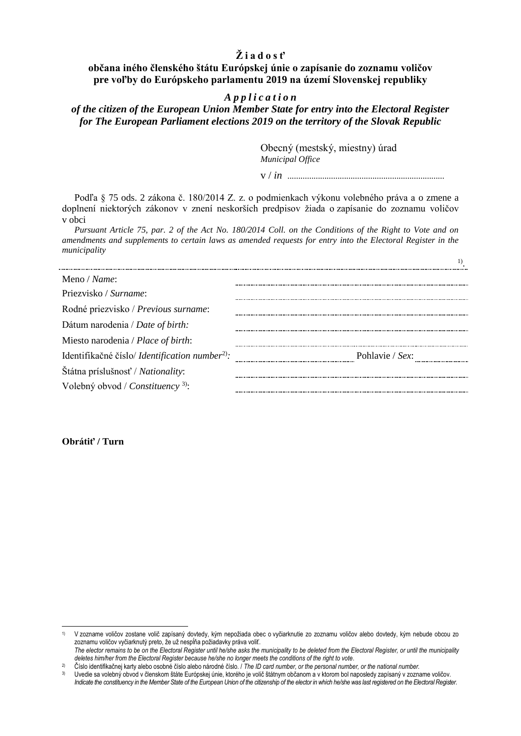**Ž i a d o s ť**
**občana iného členského štátu Európskej únie o zapísanie do zoznamu voličov pre voľby do Európskeho parlamentu 2019 na území Slovenskej republiky**

***A p p l i c a t i o n***
***of the citizen of the European Union Member State for entry into the Electoral Register for The European Parliament elections 2019 on the territory of the Slovak Republic***

Obecný (mestský, miestny) úrad
*Municipal Office*

v / *in* .......................................................................

Podľa § 75 ods. 2 zákona č. 180/2014 Z. z. o podmienkach výkonu volebného práva a o zmene a doplnení niektorých zákonov v znení neskorších predpisov žiada o zapísanie do zoznamu voličov v obci

*Pursuant Article 75, par. 2 of the Act No. 180/2014 Coll. on the Conditions of the Right to Vote and on amendments and supplements to certain laws as amended requests for entry into the Electoral Register in the municipality*

...................................................................................................................................................................[1].

Meno / *Name*: ...............................................................

Priezvisko / *Surname*: ...............................................................

Rodné priezvisko / *Previous surname*: ...............................................................

Dátum narodenia / *Date of birth:* ...............................................................

Miesto narodenia / *Place of birth*: ...............................................................

Identifikačné číslo/ *Identification number*[2]*:* ........................................ Pohlavie / *Sex*: ....................

Štátna príslušnosť / *Nationality*: ...............................................................

Volebný obvod / *Constituency* [3]: ...............................................................

**Obrátiť / Turn**

---

[1] V zozname voličov zostane volič zapísaný dovtedy, kým nepožiada obec o vyčiarknutie zo zoznamu voličov alebo dovtedy, kým nebude obcou zo zoznamu voličov vyčiarknutý preto, že už nespĺňa požiadavky práva voliť.
*The elector remains to be on the Electoral Register until he/she asks the municipality to be deleted from the Electoral Register, or until the municipality deletes him/her from the Electoral Register because he/she no longer meets the conditions of the right to vote.*

[2] Číslo identifikačnej karty alebo osobné číslo alebo národné číslo. / *The ID card number, or the personal number, or the national number.*

[3] Uvedie sa volebný obvod v členskom štáte Európskej únie, ktorého je volič štátnym občanom a v ktorom bol naposledy zapísaný v zozname voličov.
*Indicate the constituency in the Member State of the European Union of the citizenship of the elector in which he/she was last registered on the Electoral Register.*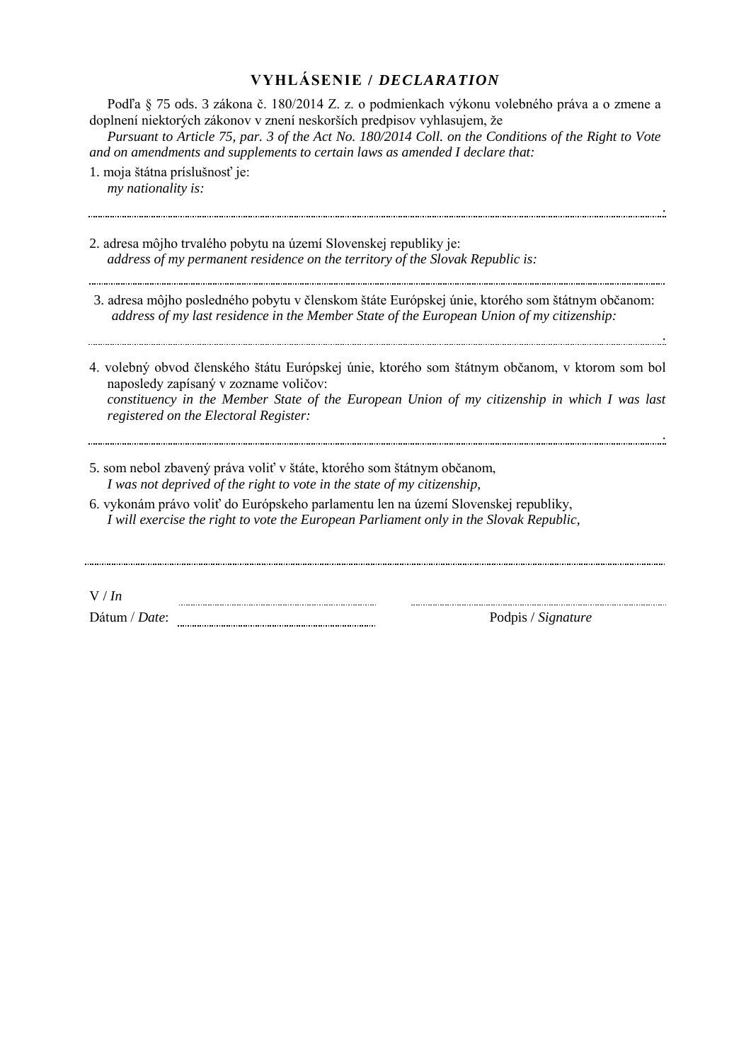# VYHLÁSENIE / *DECLARATION*

Podľa § 75 ods. 3 zákona č. 180/2014 Z. z. o podmienkach výkonu volebného práva a o zmene a doplnení niektorých zákonov v znení neskorších predpisov vyhlasujem, že

*Pursuant to Article 75, par. 3 of the Act No. 180/2014 Coll. on the Conditions of the Right to Vote and on amendments and supplements to certain laws as amended I declare that:*

1. moja štátna príslušnosť je:
   *my nationality is:*

   ..............................................................................................................................................................;

2. adresa môjho trvalého pobytu na území Slovenskej republiky je:
   *address of my permanent residence on the territory of the Slovak Republic is:*

   ..............................................................................................................................................................

3. adresa môjho posledného pobytu v členskom štáte Európskej únie, ktorého som štátnym občanom:
   *address of my last residence in the Member State of the European Union of my citizenship:*

   ..............................................................................................................................................................;

4. volebný obvod členského štátu Európskej únie, ktorého som štátnym občanom, v ktorom som bol naposledy zapísaný v zozname voličov:
   *constituency in the Member State of the European Union of my citizenship in which I was last registered on the Electoral Register:*

   ..............................................................................................................................................................;

5. som nebol zbavený práva voliť v štáte, ktorého som štátnym občanom,
   *I was not deprived of the right to vote in the state of my citizenship,*

6. vykonám právo voliť do Európskeho parlamentu len na území Slovenskej republiky,
   *I will exercise the right to vote the European Parliament only in the Slovak Republic,*

..............................................................................................................................................................

V / *In* ..............................................  ..............................................

Dátum / *Date*: ..............................................  Podpis / *Signature*